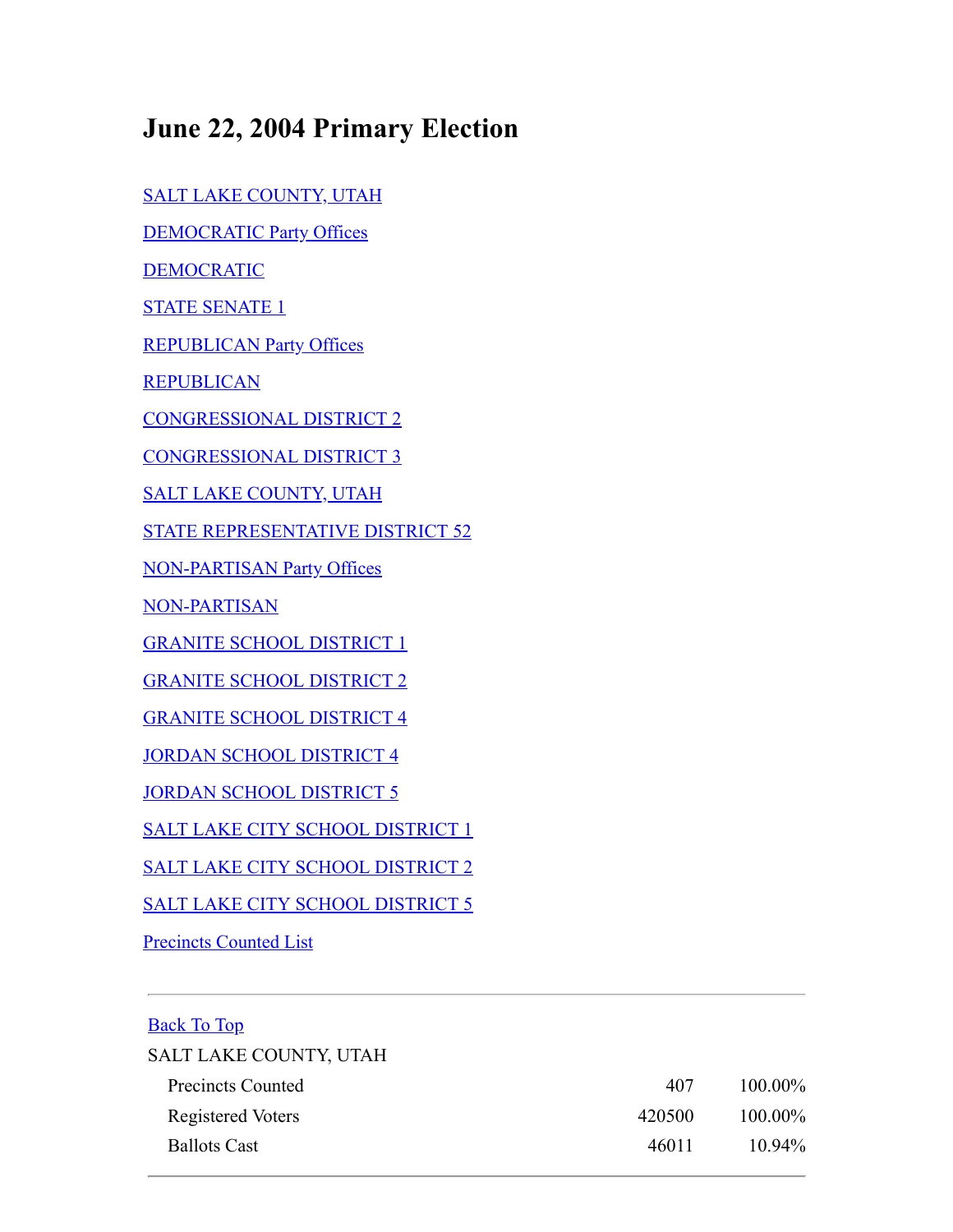# June 22, 2004 Primary Election

SALT LAKE COUNTY, UTAH

DEMOCRATIC Party Offices

DEMOCRATIC

STATE SENATE 1

REPUBLICAN Party Offices

REPUBLICAN

CONGRESSIONAL DISTRICT 2

CONGRESSIONAL DISTRICT 3

SALT LAKE COUNTY, UTAH

STATE REPRESENTATIVE DISTRICT 52

NON-PARTISAN Party Offices

NON-PARTISAN

GRANITE SCHOOL DISTRICT 1

GRANITE SCHOOL DISTRICT 2

GRANITE SCHOOL DISTRICT 4

JORDAN SCHOOL DISTRICT 4

JORDAN SCHOOL DISTRICT 5

SALT LAKE CITY SCHOOL DISTRICT 1

SALT LAKE CITY SCHOOL DISTRICT 2

SALT LAKE CITY SCHOOL DISTRICT 5

Precincts Counted List

---

Back To Top

SALT LAKE COUNTY, UTAH

| | | |
|---|---|---|
| Precincts Counted | 407 | 100.00% |
| Registered Voters | 420500 | 100.00% |
| Ballots Cast | 46011 | 10.94% |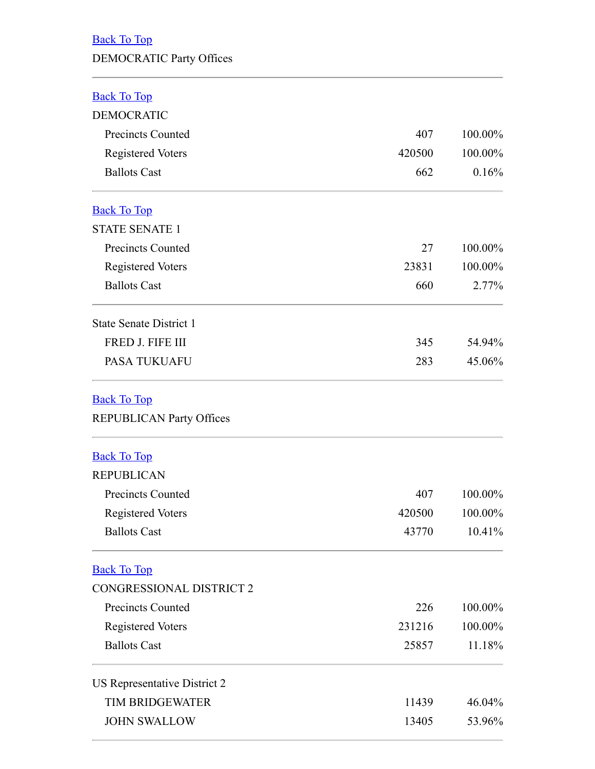[Back To Top]

DEMOCRATIC Party Offices

---

[Back To Top]

DEMOCRATIC

| | | |
|---|---|---|
| Precincts Counted | 407 | 100.00% |
| Registered Voters | 420500 | 100.00% |
| Ballots Cast | 662 | 0.16% |

---

[Back To Top]

STATE SENATE 1

| | | |
|---|---|---|
| Precincts Counted | 27 | 100.00% |
| Registered Voters | 23831 | 100.00% |
| Ballots Cast | 660 | 2.77% |

---

State Senate District 1

| | | |
|---|---|---|
| FRED J. FIFE III | 345 | 54.94% |
| PASA TUKUAFU | 283 | 45.06% |

---

[Back To Top]

REPUBLICAN Party Offices

---

[Back To Top]

REPUBLICAN

| | | |
|---|---|---|
| Precincts Counted | 407 | 100.00% |
| Registered Voters | 420500 | 100.00% |
| Ballots Cast | 43770 | 10.41% |

---

[Back To Top]

CONGRESSIONAL DISTRICT 2

| | | |
|---|---|---|
| Precincts Counted | 226 | 100.00% |
| Registered Voters | 231216 | 100.00% |
| Ballots Cast | 25857 | 11.18% |

---

US Representative District 2

| | | |
|---|---|---|
| TIM BRIDGEWATER | 11439 | 46.04% |
| JOHN SWALLOW | 13405 | 53.96% |

---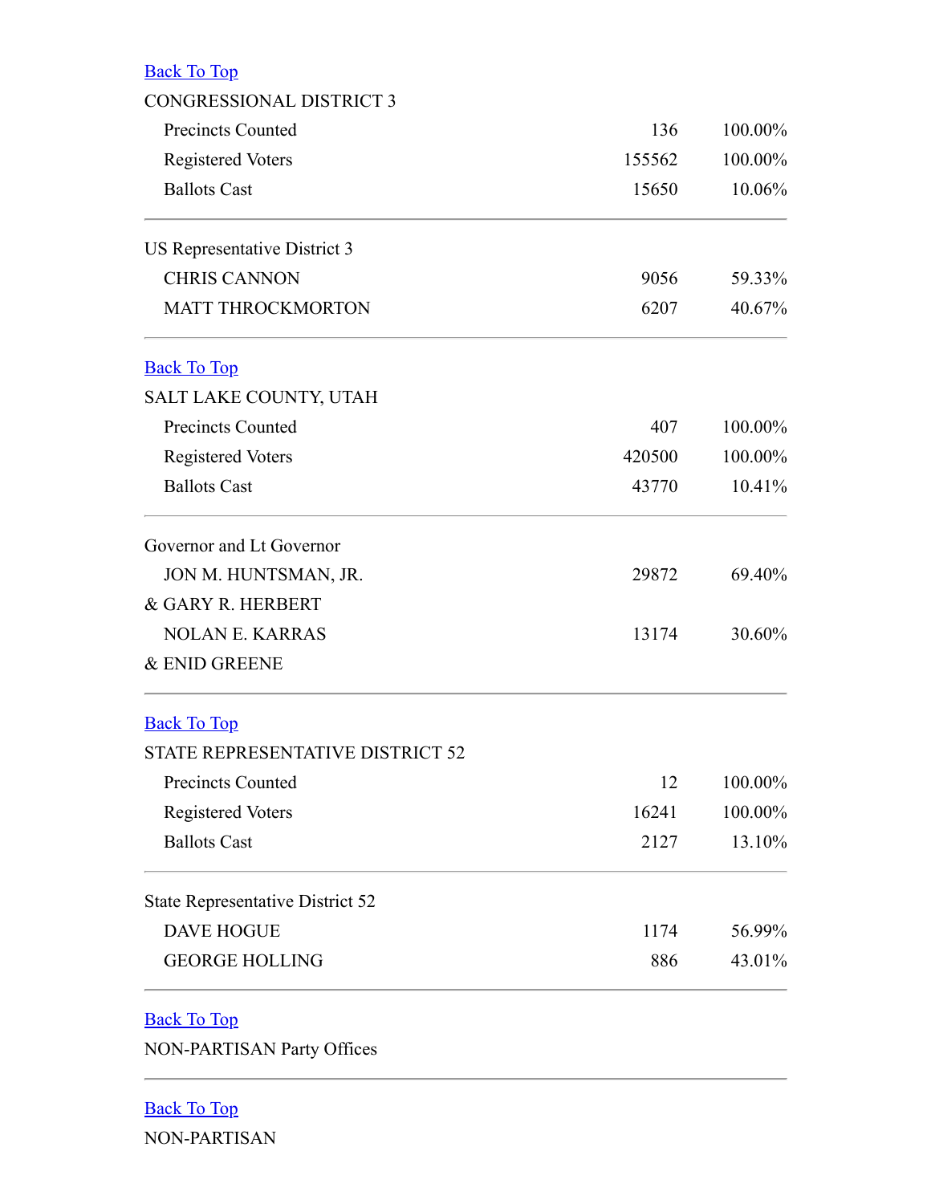[Back To Top]

CONGRESSIONAL DISTRICT 3

| | | |
|---|---|---|
| Precincts Counted | 136 | 100.00% |
| Registered Voters | 155562 | 100.00% |
| Ballots Cast | 15650 | 10.06% |

US Representative District 3

| | | |
|---|---|---|
| CHRIS CANNON | 9056 | 59.33% |
| MATT THROCKMORTON | 6207 | 40.67% |

[Back To Top]

SALT LAKE COUNTY, UTAH

| | | |
|---|---|---|
| Precincts Counted | 407 | 100.00% |
| Registered Voters | 420500 | 100.00% |
| Ballots Cast | 43770 | 10.41% |

Governor and Lt Governor

| | | |
|---|---|---|
| JON M. HUNTSMAN, JR. & GARY R. HERBERT | 29872 | 69.40% |
| NOLAN E. KARRAS & ENID GREENE | 13174 | 30.60% |

[Back To Top]

STATE REPRESENTATIVE DISTRICT 52

| | | |
|---|---|---|
| Precincts Counted | 12 | 100.00% |
| Registered Voters | 16241 | 100.00% |
| Ballots Cast | 2127 | 13.10% |

State Representative District 52

| | | |
|---|---|---|
| DAVE HOGUE | 1174 | 56.99% |
| GEORGE HOLLING | 886 | 43.01% |

[Back To Top]

NON-PARTISAN Party Offices

[Back To Top]

NON-PARTISAN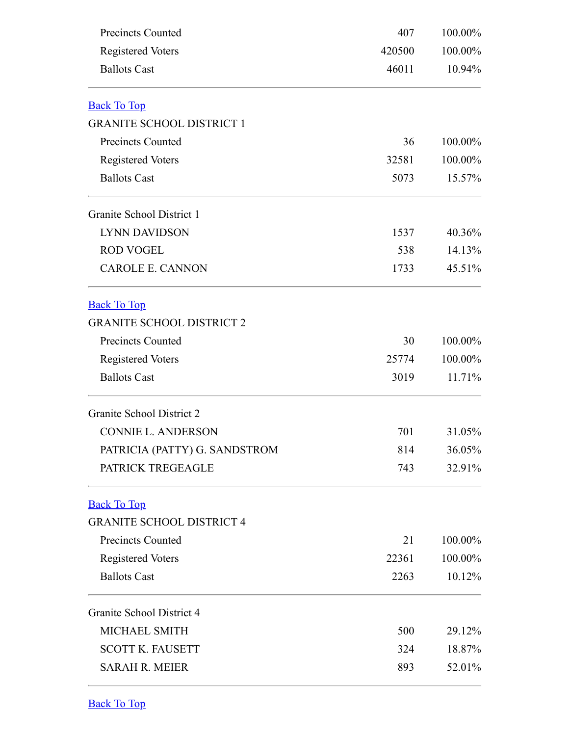| | | |
|---|---|---|
| Precincts Counted | 407 | 100.00% |
| Registered Voters | 420500 | 100.00% |
| Ballots Cast | 46011 | 10.94% |

---

Back To Top

GRANITE SCHOOL DISTRICT 1

| | | |
|---|---|---|
| Precincts Counted | 36 | 100.00% |
| Registered Voters | 32581 | 100.00% |
| Ballots Cast | 5073 | 15.57% |

---

Granite School District 1

| | | |
|---|---|---|
| LYNN DAVIDSON | 1537 | 40.36% |
| ROD VOGEL | 538 | 14.13% |
| CAROLE E. CANNON | 1733 | 45.51% |

---

Back To Top

GRANITE SCHOOL DISTRICT 2

| | | |
|---|---|---|
| Precincts Counted | 30 | 100.00% |
| Registered Voters | 25774 | 100.00% |
| Ballots Cast | 3019 | 11.71% |

---

Granite School District 2

| | | |
|---|---|---|
| CONNIE L. ANDERSON | 701 | 31.05% |
| PATRICIA (PATTY) G. SANDSTROM | 814 | 36.05% |
| PATRICK TREGEAGLE | 743 | 32.91% |

---

Back To Top

GRANITE SCHOOL DISTRICT 4

| | | |
|---|---|---|
| Precincts Counted | 21 | 100.00% |
| Registered Voters | 22361 | 100.00% |
| Ballots Cast | 2263 | 10.12% |

---

Granite School District 4

| | | |
|---|---|---|
| MICHAEL SMITH | 500 | 29.12% |
| SCOTT K. FAUSETT | 324 | 18.87% |
| SARAH R. MEIER | 893 | 52.01% |

---

Back To Top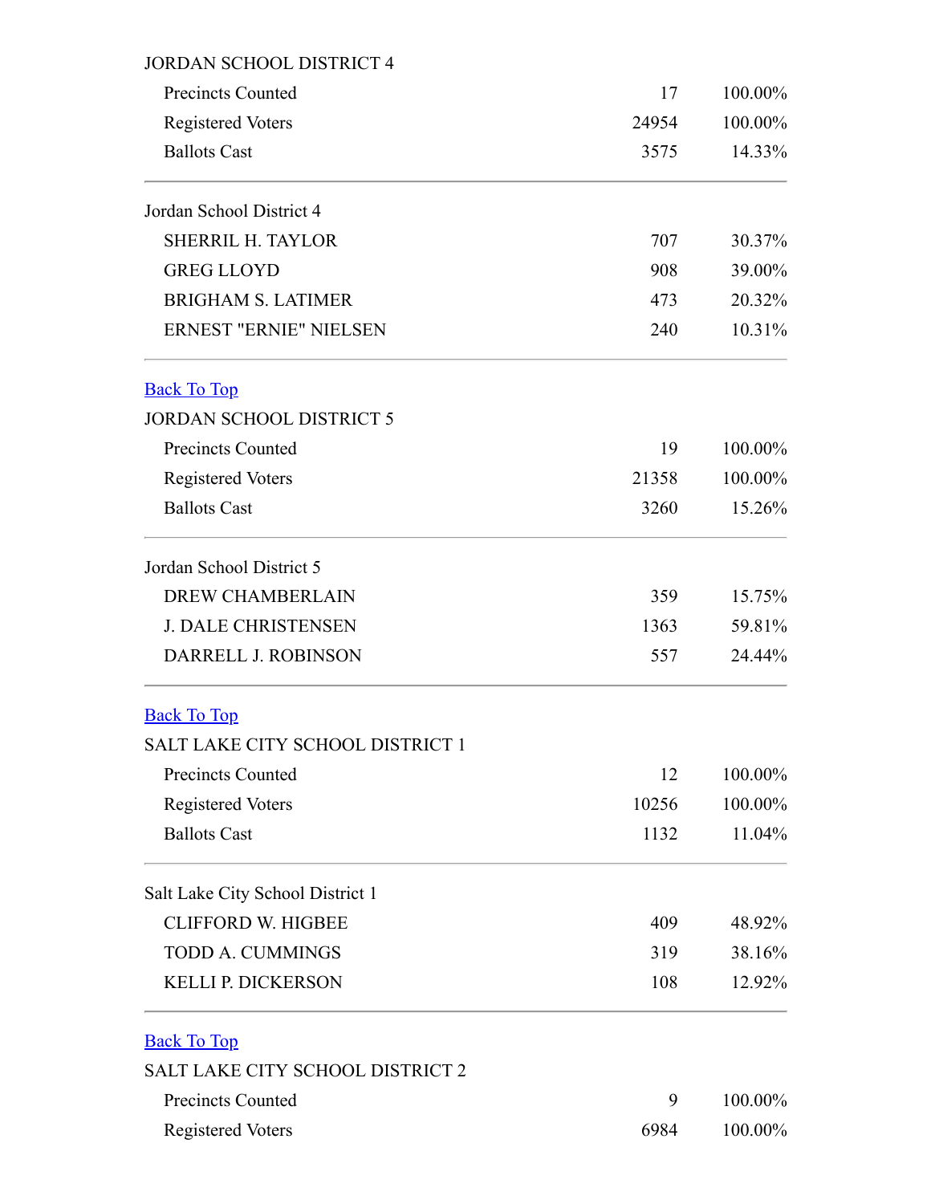JORDAN SCHOOL DISTRICT 4

| | | |
|---|---|---|
| Precincts Counted | 17 | 100.00% |
| Registered Voters | 24954 | 100.00% |
| Ballots Cast | 3575 | 14.33% |

Jordan School District 4

| | | |
|---|---|---|
| SHERRIL H. TAYLOR | 707 | 30.37% |
| GREG LLOYD | 908 | 39.00% |
| BRIGHAM S. LATIMER | 473 | 20.32% |
| ERNEST "ERNIE" NIELSEN | 240 | 10.31% |

Back To Top

JORDAN SCHOOL DISTRICT 5

| | | |
|---|---|---|
| Precincts Counted | 19 | 100.00% |
| Registered Voters | 21358 | 100.00% |
| Ballots Cast | 3260 | 15.26% |

Jordan School District 5

| | | |
|---|---|---|
| DREW CHAMBERLAIN | 359 | 15.75% |
| J. DALE CHRISTENSEN | 1363 | 59.81% |
| DARRELL J. ROBINSON | 557 | 24.44% |

Back To Top

SALT LAKE CITY SCHOOL DISTRICT 1

| | | |
|---|---|---|
| Precincts Counted | 12 | 100.00% |
| Registered Voters | 10256 | 100.00% |
| Ballots Cast | 1132 | 11.04% |

Salt Lake City School District 1

| | | |
|---|---|---|
| CLIFFORD W. HIGBEE | 409 | 48.92% |
| TODD A. CUMMINGS | 319 | 38.16% |
| KELLI P. DICKERSON | 108 | 12.92% |

Back To Top

SALT LAKE CITY SCHOOL DISTRICT 2

| | | |
|---|---|---|
| Precincts Counted | 9 | 100.00% |
| Registered Voters | 6984 | 100.00% |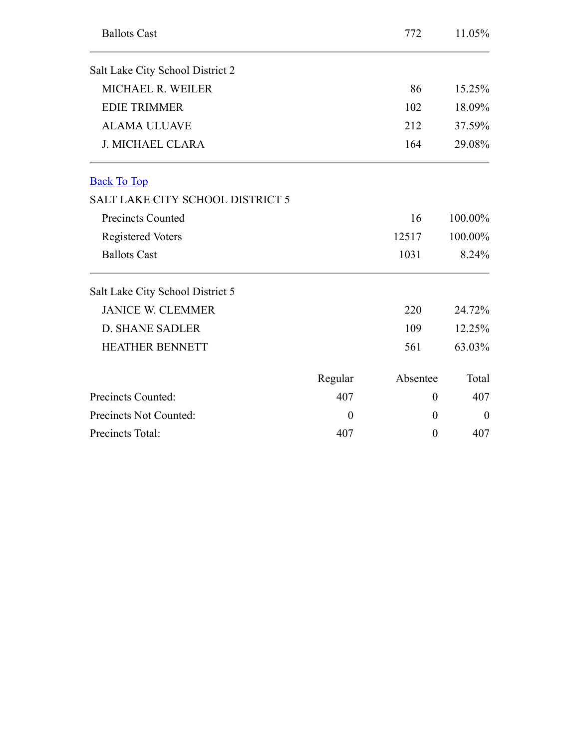| | | |
|---|---|---|
| Ballots Cast | 772 | 11.05% |

Salt Lake City School District 2

| | | |
|---|---|---|
| MICHAEL R. WEILER | 86 | 15.25% |
| EDIE TRIMMER | 102 | 18.09% |
| ALAMA ULUAVE | 212 | 37.59% |
| J. MICHAEL CLARA | 164 | 29.08% |

Back To Top

SALT LAKE CITY SCHOOL DISTRICT 5

| | | |
|---|---|---|
| Precincts Counted | 16 | 100.00% |
| Registered Voters | 12517 | 100.00% |
| Ballots Cast | 1031 | 8.24% |

Salt Lake City School District 5

| | | |
|---|---|---|
| JANICE W. CLEMMER | 220 | 24.72% |
| D. SHANE SADLER | 109 | 12.25% |
| HEATHER BENNETT | 561 | 63.03% |

| | Regular | Absentee | Total |
|---|---|---|---|
| Precincts Counted: | 407 | 0 | 407 |
| Precincts Not Counted: | 0 | 0 | 0 |
| Precincts Total: | 407 | 0 | 407 |